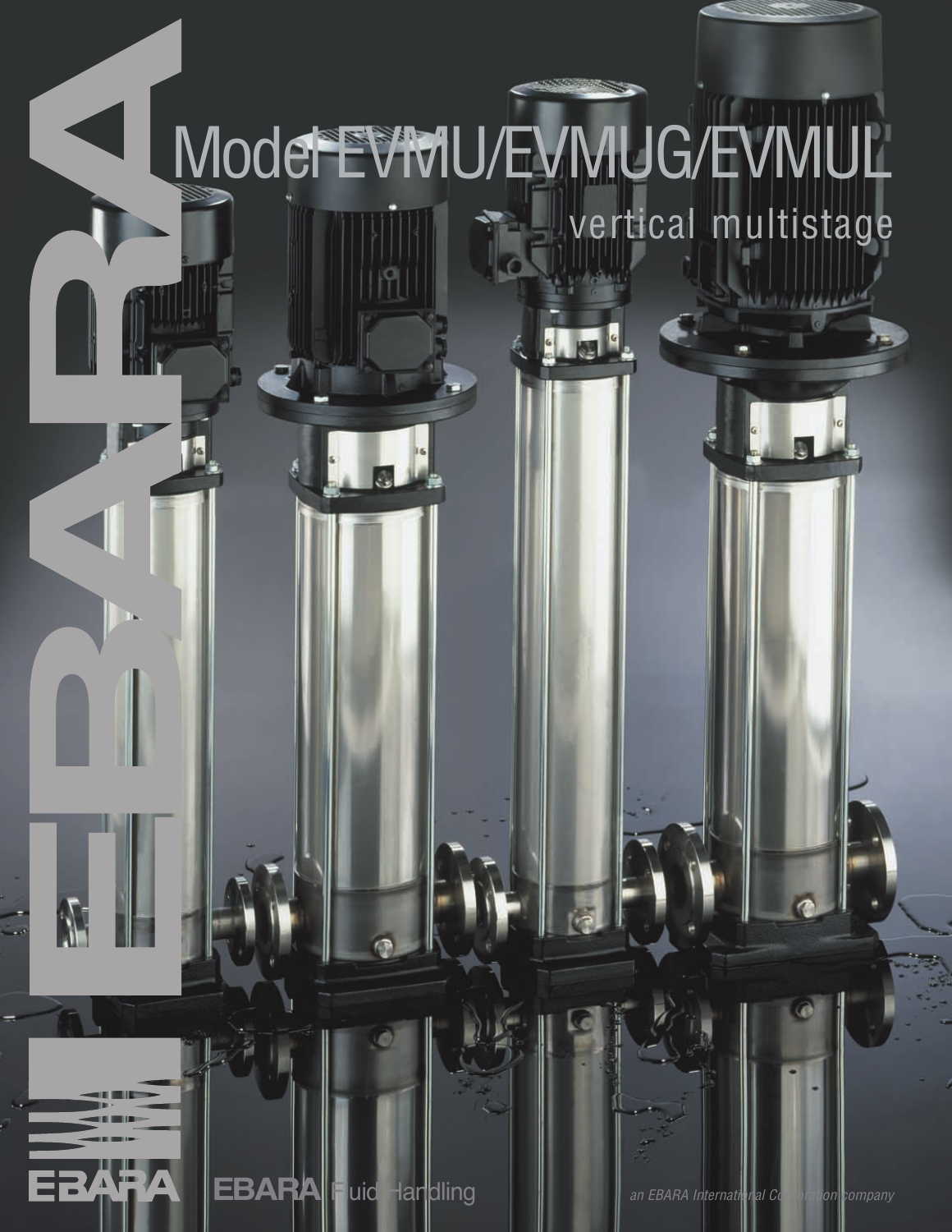# Model EVMU/EVMUG/EVMUL

## vertical multistage

EBARA

EBARA Fluid Handling

*an EBARA International Corporation company*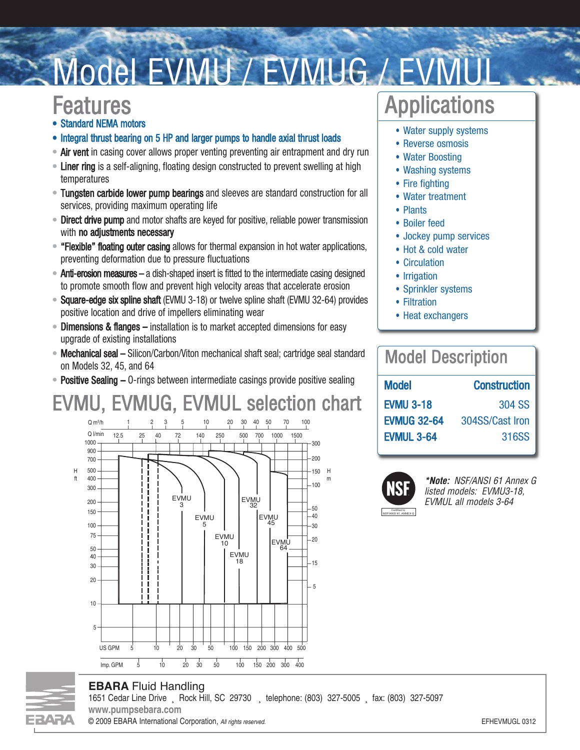# Model EVMU / EVMUG / EVMUL

## Features

- **Standard NEMA motors**
- **Integral thrust bearing on 5 HP and larger pumps to handle axial thrust loads**
- **Air vent** in casing cover allows proper venting preventing air entrapment and dry run
- **Liner ring** is a self-aligning, floating design constructed to prevent swelling at high temperatures
- **Tungsten carbide lower pump bearings** and sleeves are standard construction for all services, providing maximum operating life
- **Direct drive pump** and motor shafts are keyed for positive, reliable power transmission with **no adjustments necessary**
- **"Flexible" floating outer casing** allows for thermal expansion in hot water applications, preventing deformation due to pressure fluctuations
- **Anti-erosion measures –** a dish-shaped insert is fitted to the intermediate casing designed to promote smooth flow and prevent high velocity areas that accelerate erosion
- **Square-edge six spline shaft** (EVMU 3-18) or twelve spline shaft (EVMU 32-64) provides positive location and drive of impellers eliminating wear
- **Dimensions & flanges –** installation is to market accepted dimensions for easy upgrade of existing installations
- **Mechanical seal –** Silicon/Carbon/Viton mechanical shaft seal; cartridge seal standard on Models 32, 45, and 64
- **Positive Sealing –** O-rings between intermediate casings provide positive sealing

## EVMU, EVMUG, EVMUL selection chart

Q m³/h: 1, 2, 3, 5, 10, 20, 30, 40, 50, 70, 100

Q l/min: 12.5, 25, 40, 72, 140, 250, 500, 700, 1000, 1500

H ft: 1000, 900, 700, 500, 400, 300, 200, 150, 100, 75, 50, 40, 30, 20, 10, 5

H m: 300, 200, 150, 100, 50, 40, 30, 20, 15, 5

EVMU 3, EVMU 5, EVMU 10, EVMU 18, EVMU 32, EVMU 45, EVMU 64

US GPM: 5, 10, 20, 30, 50, 100, 150, 200, 300, 400, 500

Imp. GPM: 5, 10, 20, 30, 50, 100, 150, 200, 300, 400

## Applications

- Water supply systems
- Reverse osmosis
- Water Boosting
- Washing systems
- Fire fighting
- Water treatment
- Plants
- Boiler feed
- Jockey pump services
- Hot & cold water
- Circulation
- Irrigation
- Sprinkler systems
- Filtration
- Heat exchangers

## Model Description

| Model | Construction |
|---|---|
| EVMU 3-18 | 304 SS |
| EVMUG 32-64 | 304SS/Cast Iron |
| EVMUL 3-64 | 316SS |

NSF Certified to NSF/ANSI 61, ANNEX G

***Note:** NSF/ANSI 61 Annex G listed models: EVMU3-18, EVMUL all models 3-64*

**EBARA** Fluid Handling
1651 Cedar Line Drive ¸ Rock Hill, SC 29730 ¸ telephone: (803) 327-5005 ¸ fax: (803) 327-5097
**www.pumpsebara.com**
© 2009 EBARA International Corporation, *All rights reserved.*

EFHEVMUGL 0312